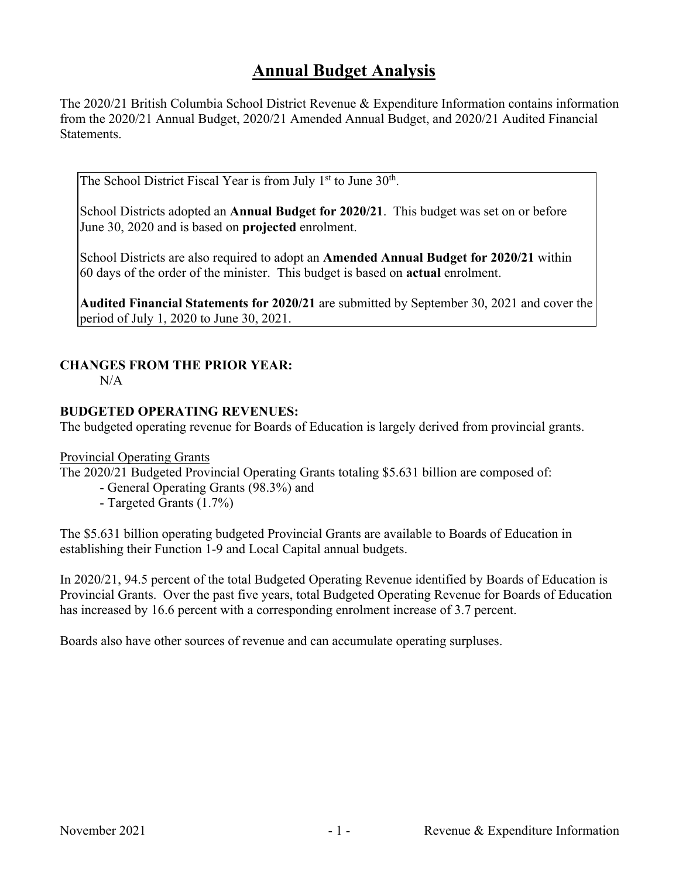# Annual Budget Analysis

The 2020/21 British Columbia School District Revenue & Expenditure Information contains information from the 2020/21 Annual Budget, 2020/21 Amended Annual Budget, and 2020/21 Audited Financial Statements.

> The School District Fiscal Year is from July 1st to June 30th.
>
> School Districts adopted an **Annual Budget for 2020/21**. This budget was set on or before June 30, 2020 and is based on **projected** enrolment.
>
> School Districts are also required to adopt an **Amended Annual Budget for 2020/21** within 60 days of the order of the minister. This budget is based on **actual** enrolment.
>
> **Audited Financial Statements for 2020/21** are submitted by September 30, 2021 and cover the period of July 1, 2020 to June 30, 2021.

### CHANGES FROM THE PRIOR YEAR:

N/A

### BUDGETED OPERATING REVENUES:

The budgeted operating revenue for Boards of Education is largely derived from provincial grants.

Provincial Operating Grants

The 2020/21 Budgeted Provincial Operating Grants totaling $5.631 billion are composed of:

- General Operating Grants (98.3%) and
- Targeted Grants (1.7%)

The $5.631 billion operating budgeted Provincial Grants are available to Boards of Education in establishing their Function 1-9 and Local Capital annual budgets.

In 2020/21, 94.5 percent of the total Budgeted Operating Revenue identified by Boards of Education is Provincial Grants. Over the past five years, total Budgeted Operating Revenue for Boards of Education has increased by 16.6 percent with a corresponding enrolment increase of 3.7 percent.

Boards also have other sources of revenue and can accumulate operating surpluses.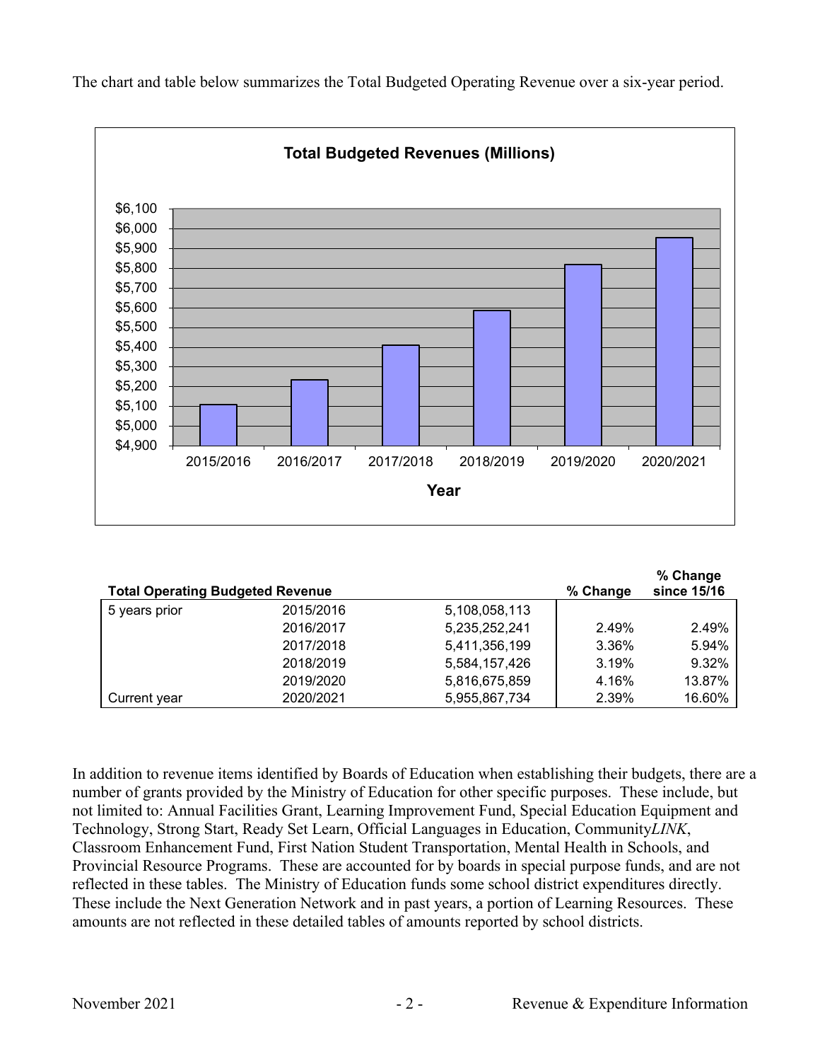The chart and table below summarizes the Total Budgeted Operating Revenue over a six-year period.

**Total Budgeted Revenues (Millions)**

| Total Operating Budgeted Revenue | | | % Change | % Change since 15/16 |
|---|---|---|---|---|
| 5 years prior | 2015/2016 | 5,108,058,113 | | |
| | 2016/2017 | 5,235,252,241 | 2.49% | 2.49% |
| | 2017/2018 | 5,411,356,199 | 3.36% | 5.94% |
| | 2018/2019 | 5,584,157,426 | 3.19% | 9.32% |
| | 2019/2020 | 5,816,675,859 | 4.16% | 13.87% |
| Current year | 2020/2021 | 5,955,867,734 | 2.39% | 16.60% |

In addition to revenue items identified by Boards of Education when establishing their budgets, there are a number of grants provided by the Ministry of Education for other specific purposes. These include, but not limited to: Annual Facilities Grant, Learning Improvement Fund, Special Education Equipment and Technology, Strong Start, Ready Set Learn, Official Languages in Education, Community*LINK*, Classroom Enhancement Fund, First Nation Student Transportation, Mental Health in Schools, and Provincial Resource Programs. These are accounted for by boards in special purpose funds, and are not reflected in these tables. The Ministry of Education funds some school district expenditures directly. These include the Next Generation Network and in past years, a portion of Learning Resources. These amounts are not reflected in these detailed tables of amounts reported by school districts.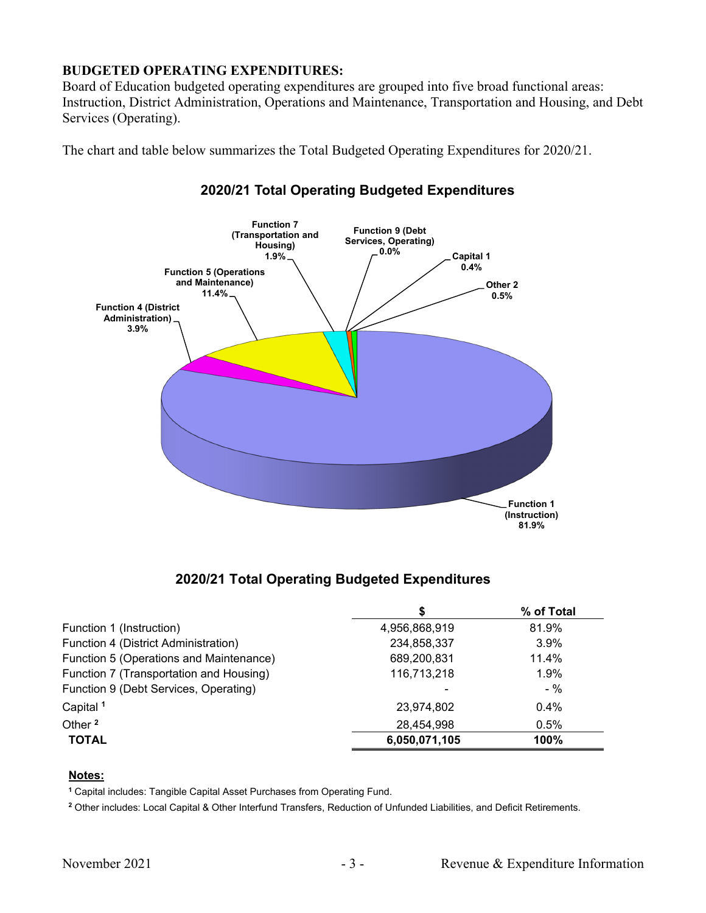**BUDGETED OPERATING EXPENDITURES:**
Board of Education budgeted operating expenditures are grouped into five broad functional areas: Instruction, District Administration, Operations and Maintenance, Transportation and Housing, and Debt Services (Operating).

The chart and table below summarizes the Total Budgeted Operating Expenditures for 2020/21.

### 2020/21 Total Operating Budgeted Expenditures

Function 7 (Transportation and Housing) 1.9%
Function 9 (Debt Services, Operating) 0.0%
Capital 1 0.4%
Other 2 0.5%
Function 5 (Operations and Maintenance) 11.4%
Function 4 (District Administration) 3.9%
Function 1 (Instruction) 81.9%

### 2020/21 Total Operating Budgeted Expenditures

| | $ | % of Total |
|---|---|---|
| Function 1 (Instruction) | 4,956,868,919 | 81.9% |
| Function 4 (District Administration) | 234,858,337 | 3.9% |
| Function 5 (Operations and Maintenance) | 689,200,831 | 11.4% |
| Function 7 (Transportation and Housing) | 116,713,218 | 1.9% |
| Function 9 (Debt Services, Operating) | - | - % |
| Capital [1] | 23,974,802 | 0.4% |
| Other [2] | 28,454,998 | 0.5% |
| **TOTAL** | **6,050,071,105** | **100%** |

**Notes:**

[1] Capital includes: Tangible Capital Asset Purchases from Operating Fund.

[2] Other includes: Local Capital & Other Interfund Transfers, Reduction of Unfunded Liabilities, and Deficit Retirements.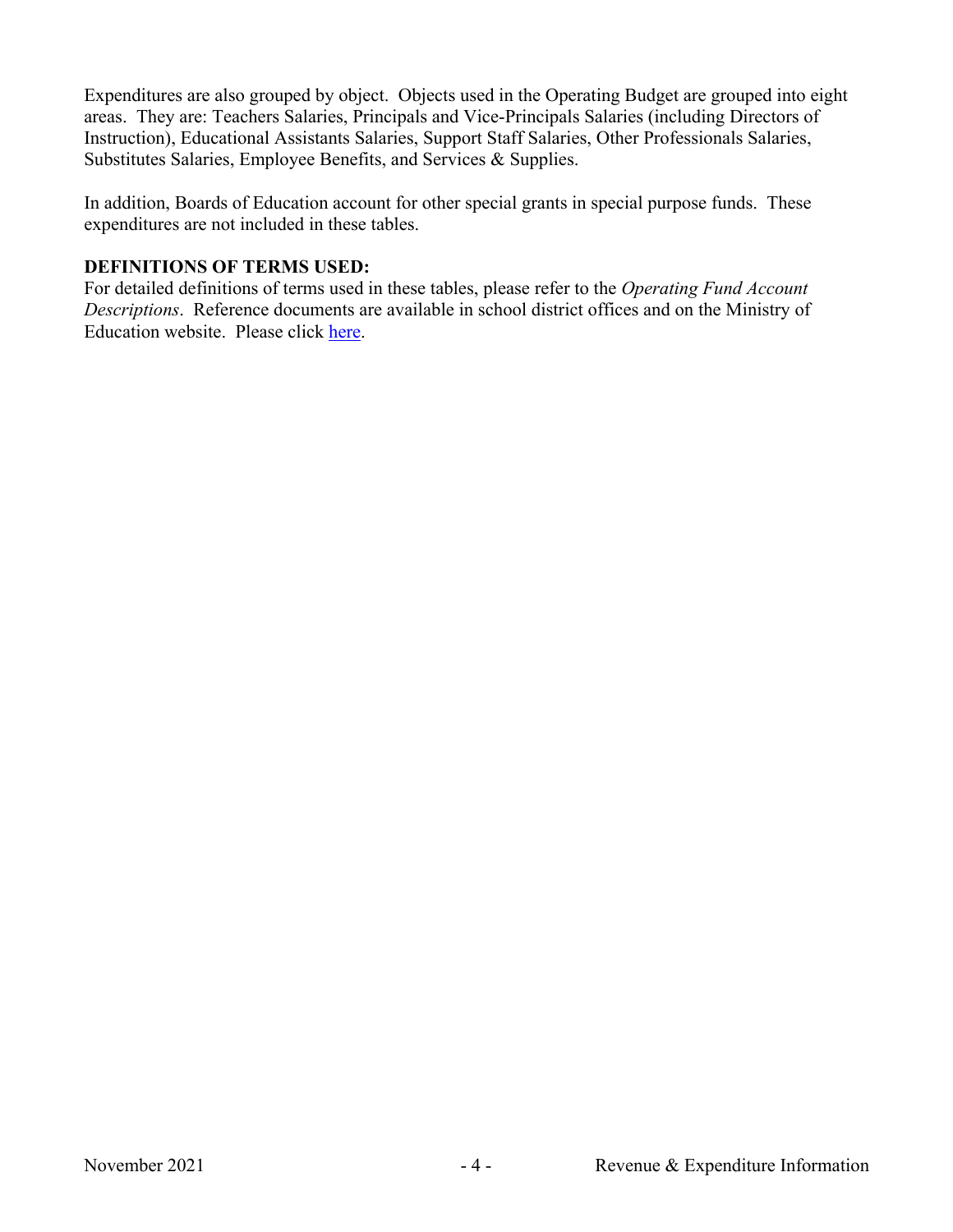Expenditures are also grouped by object. Objects used in the Operating Budget are grouped into eight areas. They are: Teachers Salaries, Principals and Vice-Principals Salaries (including Directors of Instruction), Educational Assistants Salaries, Support Staff Salaries, Other Professionals Salaries, Substitutes Salaries, Employee Benefits, and Services & Supplies.

In addition, Boards of Education account for other special grants in special purpose funds. These expenditures are not included in these tables.

**DEFINITIONS OF TERMS USED:**

For detailed definitions of terms used in these tables, please refer to the *Operating Fund Account Descriptions*. Reference documents are available in school district offices and on the Ministry of Education website. Please click here.